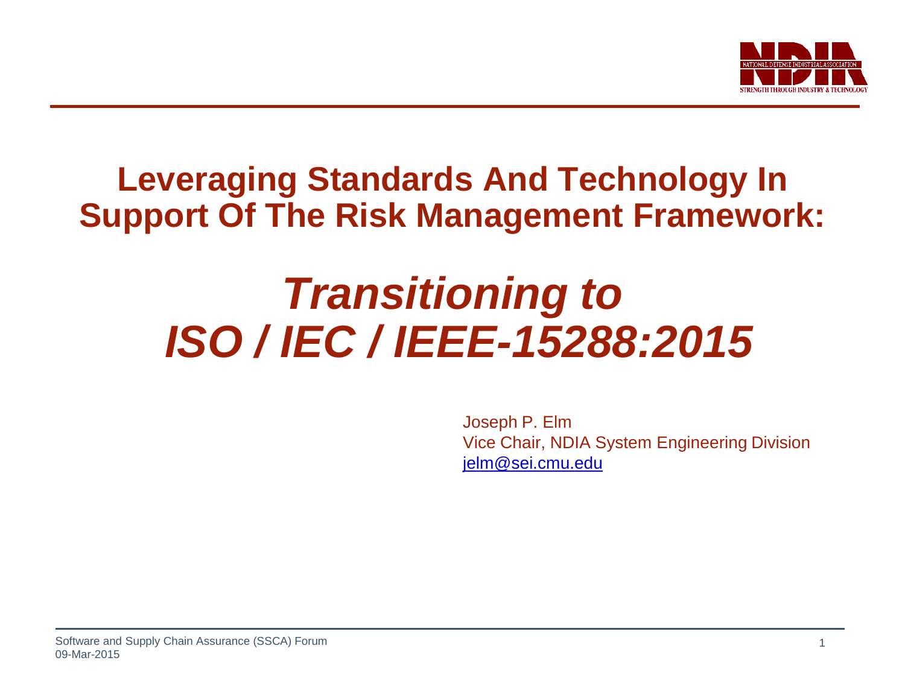# Leveraging Standards And Technology In Support Of The Risk Management Framework:

## *Transitioning to ISO / IEC / IEEE-15288:2015*

Joseph P. Elm
Vice Chair, NDIA System Engineering Division
jelm@sei.cmu.edu

Software and Supply Chain Assurance (SSCA) Forum
09-Mar-2015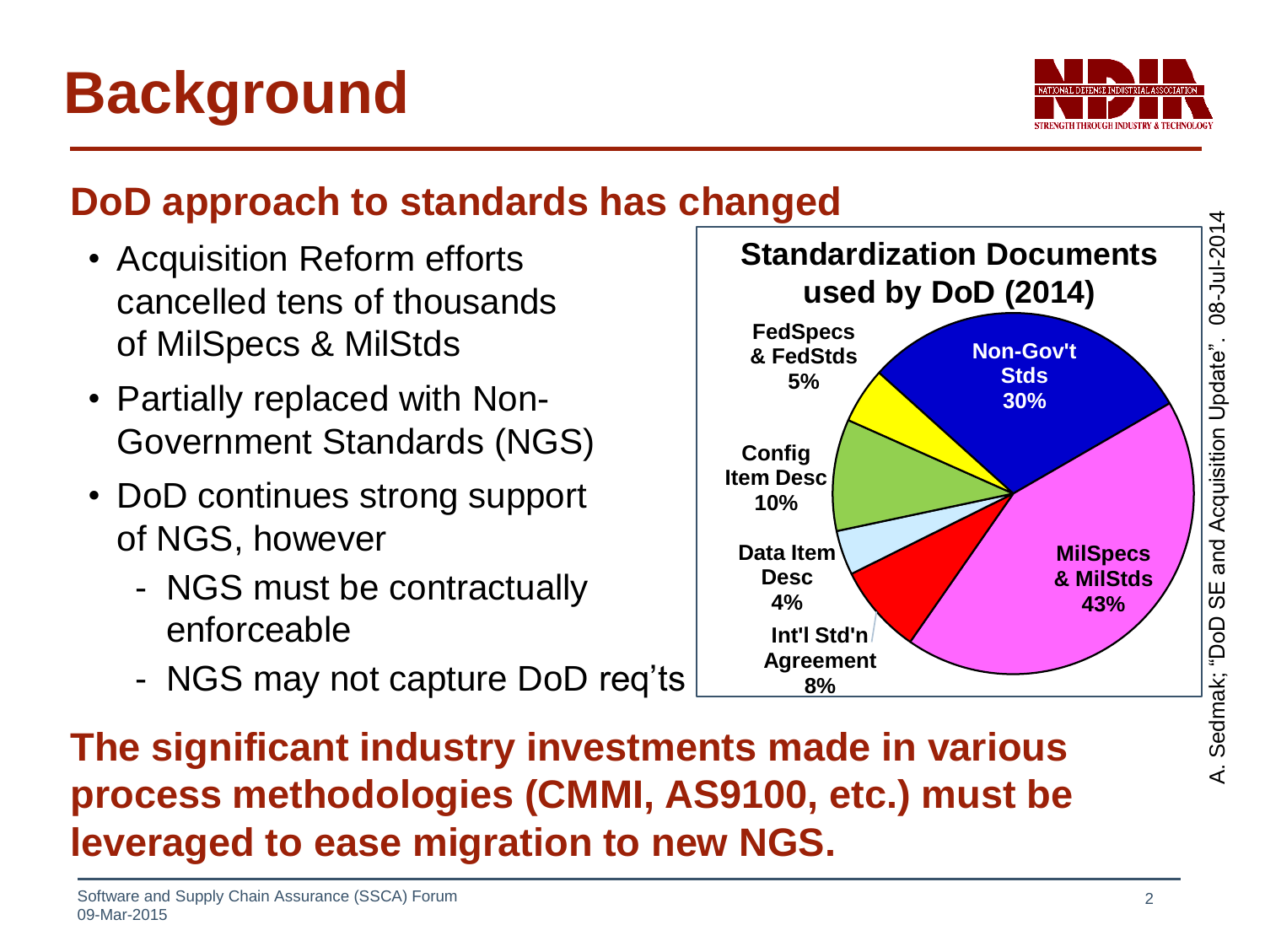# Background

## DoD approach to standards has changed

- Acquisition Reform efforts cancelled tens of thousands of MilSpecs & MilStds
- Partially replaced with Non-Government Standards (NGS)
- DoD continues strong support of NGS, however
  - NGS must be contractually enforceable
  - NGS may not capture DoD req'ts

**Standardization Documents used by DoD (2014)**

| Document Type | Share |
|---|---|
| MilSpecs & MilStds | 43% |
| Non-Gov't Stds | 30% |
| Config Item Desc | 10% |
| Int'l Std'n Agreement | 8% |
| FedSpecs & FedStds | 5% |
| Data Item Desc | 4% |

A. Sedmak; "DoD SE and Acquisition Update". 08-Jul-2014

**The significant industry investments made in various process methodologies (CMMI, AS9100, etc.) must be leveraged to ease migration to new NGS.**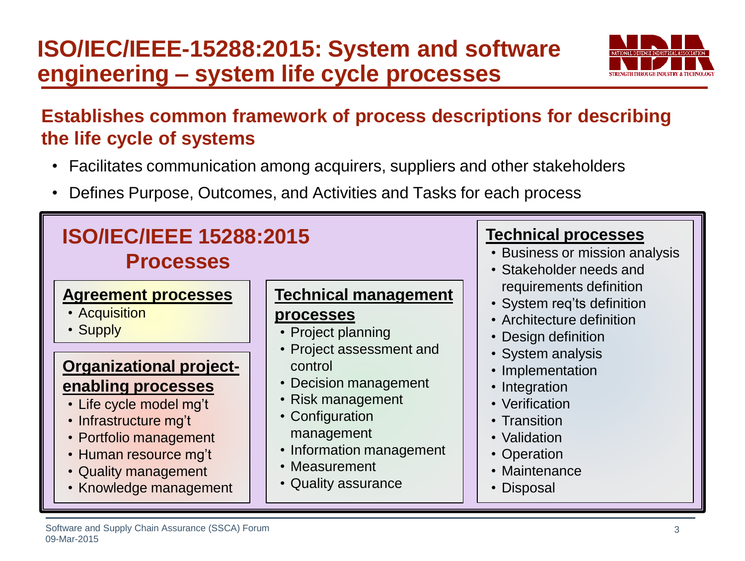# ISO/IEC/IEEE-15288:2015: System and software engineering – system life cycle processes

## Establishes common framework of process descriptions for describing the life cycle of systems

- Facilitates communication among acquirers, suppliers and other stakeholders
- Defines Purpose, Outcomes, and Activities and Tasks for each process

### ISO/IEC/IEEE 15288:2015 Processes

**Agreement processes**
- Acquisition
- Supply

**Organizational project-enabling processes**
- Life cycle model mg't
- Infrastructure mg't
- Portfolio management
- Human resource mg't
- Quality management
- Knowledge management

**Technical management processes**
- Project planning
- Project assessment and control
- Decision management
- Risk management
- Configuration management
- Information management
- Measurement
- Quality assurance

**Technical processes**
- Business or mission analysis
- Stakeholder needs and requirements definition
- System req'ts definition
- Architecture definition
- Design definition
- System analysis
- Implementation
- Integration
- Verification
- Transition
- Validation
- Operation
- Maintenance
- Disposal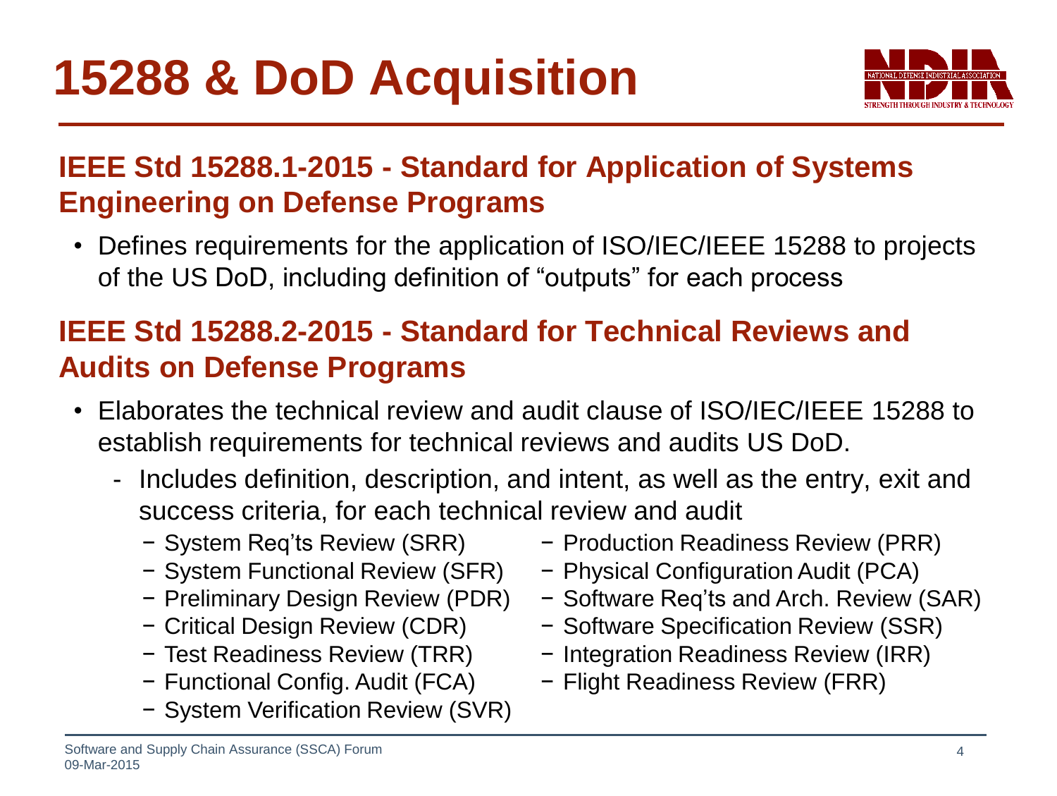# 15288 & DoD Acquisition

## IEEE Std 15288.1-2015 - Standard for Application of Systems Engineering on Defense Programs

- Defines requirements for the application of ISO/IEC/IEEE 15288 to projects of the US DoD, including definition of "outputs" for each process

## IEEE Std 15288.2-2015 - Standard for Technical Reviews and Audits on Defense Programs

- Elaborates the technical review and audit clause of ISO/IEC/IEEE 15288 to establish requirements for technical reviews and audits US DoD.
  - Includes definition, description, and intent, as well as the entry, exit and success criteria, for each technical review and audit
    - System Req'ts Review (SRR)
    - System Functional Review (SFR)
    - Preliminary Design Review (PDR)
    - Critical Design Review (CDR)
    - Test Readiness Review (TRR)
    - Functional Config. Audit (FCA)
    - System Verification Review (SVR)
    - Production Readiness Review (PRR)
    - Physical Configuration Audit (PCA)
    - Software Req'ts and Arch. Review (SAR)
    - Software Specification Review (SSR)
    - Integration Readiness Review (IRR)
    - Flight Readiness Review (FRR)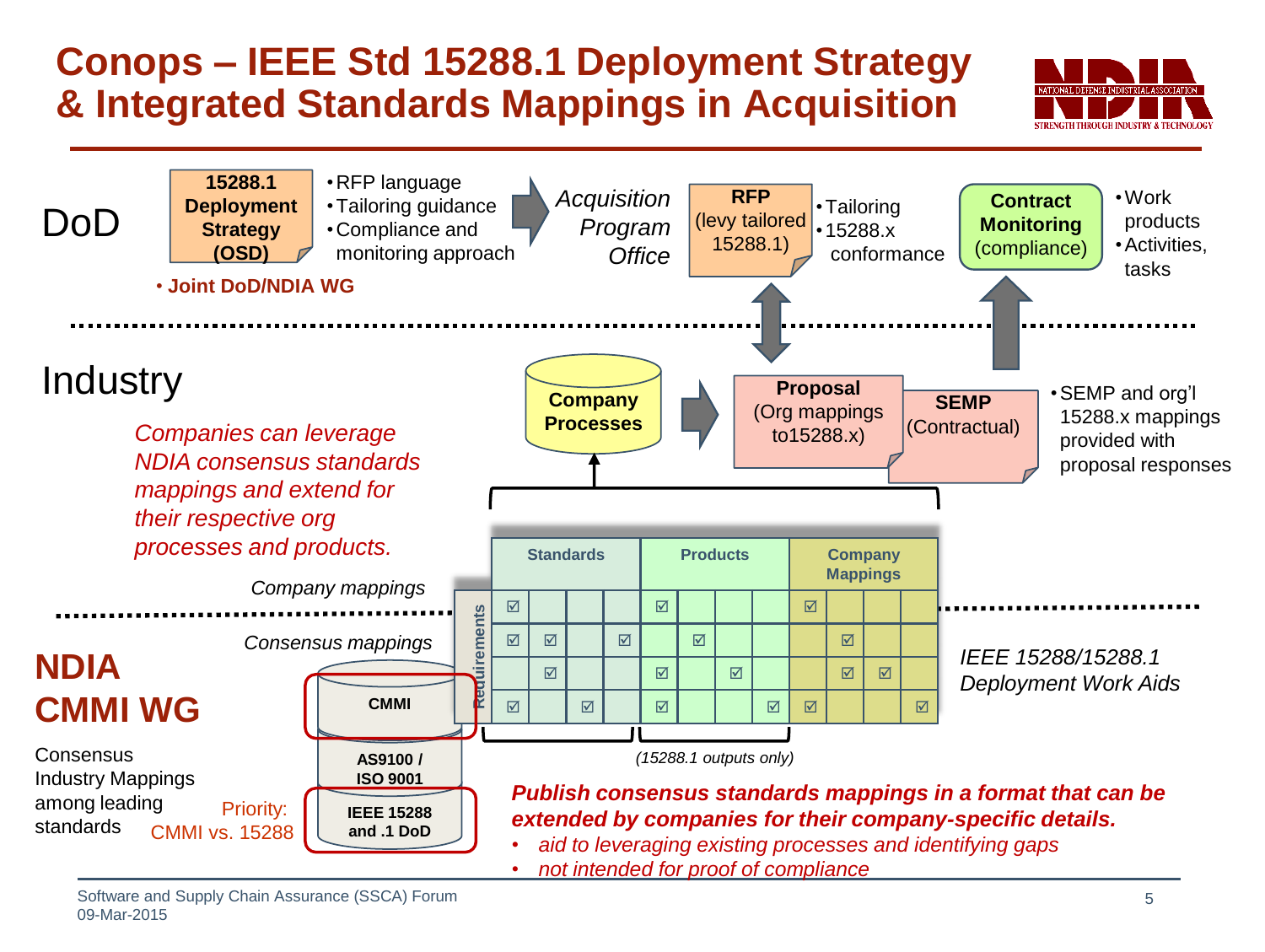# Conops – IEEE Std 15288.1 Deployment Strategy & Integrated Standards Mappings in Acquisition

## DoD

**15288.1 Deployment Strategy (OSD)**

- RFP language
- Tailoring guidance
- Compliance and monitoring approach

- **Joint DoD/NDIA WG**

*Acquisition Program Office*

**RFP** (levy tailored 15288.1)

- Tailoring
- 15288.x conformance

**Contract Monitoring** (compliance)

- Work products
- Activities, tasks

## Industry

*Companies can leverage NDIA consensus standards mappings and extend for their respective org processes and products.*

**Company Processes**

**Proposal** (Org mappings to15288.x)

**SEMP** (Contractual)

- SEMP and org'l 15288.x mappings provided with proposal responses

*Company mappings*

*Consensus mappings*

| Requirements | Standards | | | | Products | | | | Company Mappings | | | |
|---|---|---|---|---|---|---|---|---|---|---|---|---|
| | ☑ | | | | ☑ | | | | ☑ | | | |
| | ☑ | ☑ | | ☑ | | ☑ | | | | ☑ | | |
| | | ☑ | | | ☑ | | ☑ | | | ☑ | ☑ | |
| | ☑ | | ☑ | | ☑ | | | ☑ | ☑ | | | ☑ |

*(15288.1 outputs only)*

*IEEE 15288/15288.1 Deployment Work Aids*

## NDIA CMMI WG

Consensus Industry Mappings among leading standards

Priority: CMMI vs. 15288

- CMMI
- AS9100 / ISO 9001
- IEEE 15288 and .1 DoD

***Publish consensus standards mappings in a format that can be extended by companies for their company-specific details.***

- *aid to leveraging existing processes and identifying gaps*
- *not intended for proof of compliance*

Software and Supply Chain Assurance (SSCA) Forum
09-Mar-2015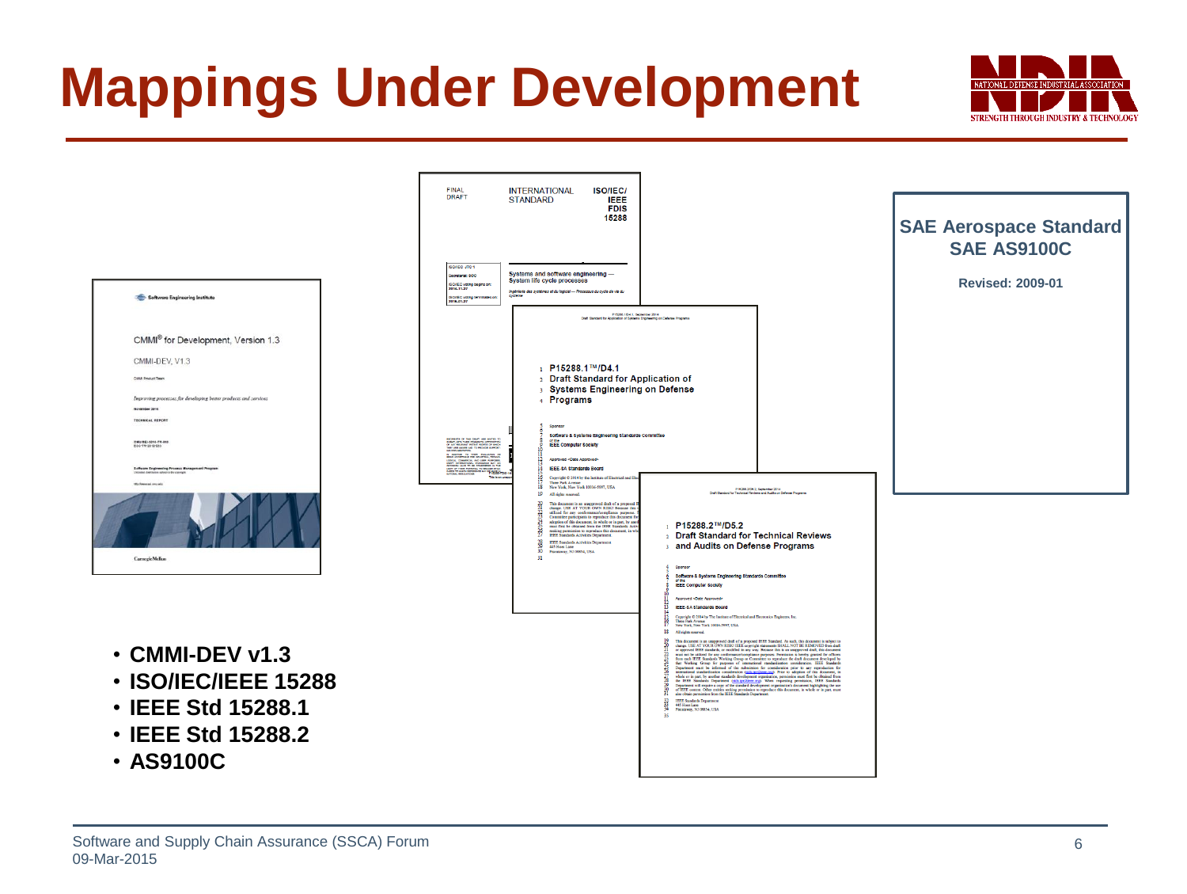# Mappings Under Development

FINAL DRAFT — INTERNATIONAL STANDARD — ISO/IEC/IEEE FDIS 15288

Systems and software engineering — System life cycle processes

P15288.1™/D4.1
Draft Standard for Application of Systems Engineering on Defense Programs

P15288.2™/D5.2
Draft Standard for Technical Reviews and Audits on Defense Programs

CMMI® for Development, Version 1.3

**SAE Aerospace Standard**
**SAE AS9100C**

**Revised: 2009-01**

- **CMMI-DEV v1.3**
- **ISO/IEC/IEEE 15288**
- **IEEE Std 15288.1**
- **IEEE Std 15288.2**
- **AS9100C**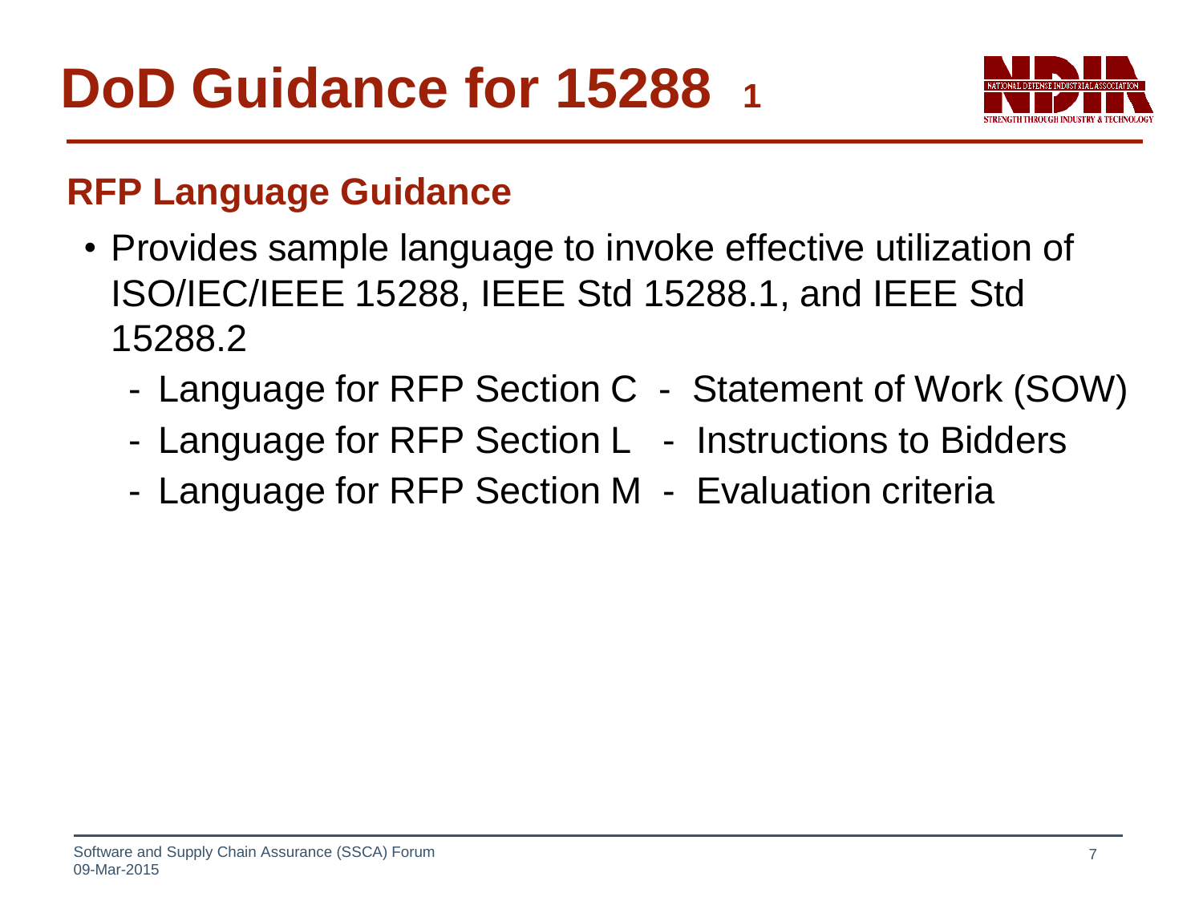# DoD Guidance for 15288 1

## RFP Language Guidance

- Provides sample language to invoke effective utilization of ISO/IEC/IEEE 15288, IEEE Std 15288.1, and IEEE Std 15288.2
  - Language for RFP Section C - Statement of Work (SOW)
  - Language for RFP Section L - Instructions to Bidders
  - Language for RFP Section M - Evaluation criteria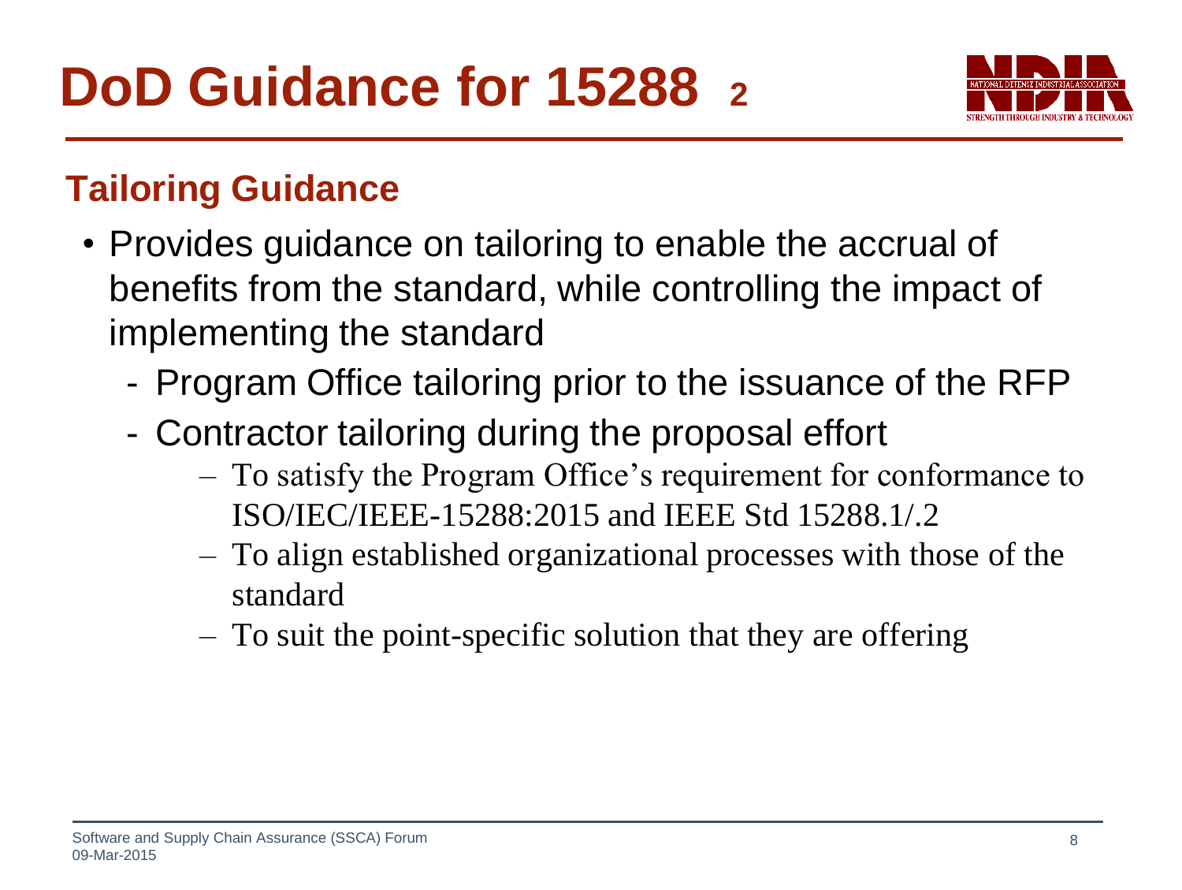# DoD Guidance for 15288 2

## Tailoring Guidance

- Provides guidance on tailoring to enable the accrual of benefits from the standard, while controlling the impact of implementing the standard
  - Program Office tailoring prior to the issuance of the RFP
  - Contractor tailoring during the proposal effort
    - To satisfy the Program Office's requirement for conformance to ISO/IEC/IEEE-15288:2015 and IEEE Std 15288.1/.2
    - To align established organizational processes with those of the standard
    - To suit the point-specific solution that they are offering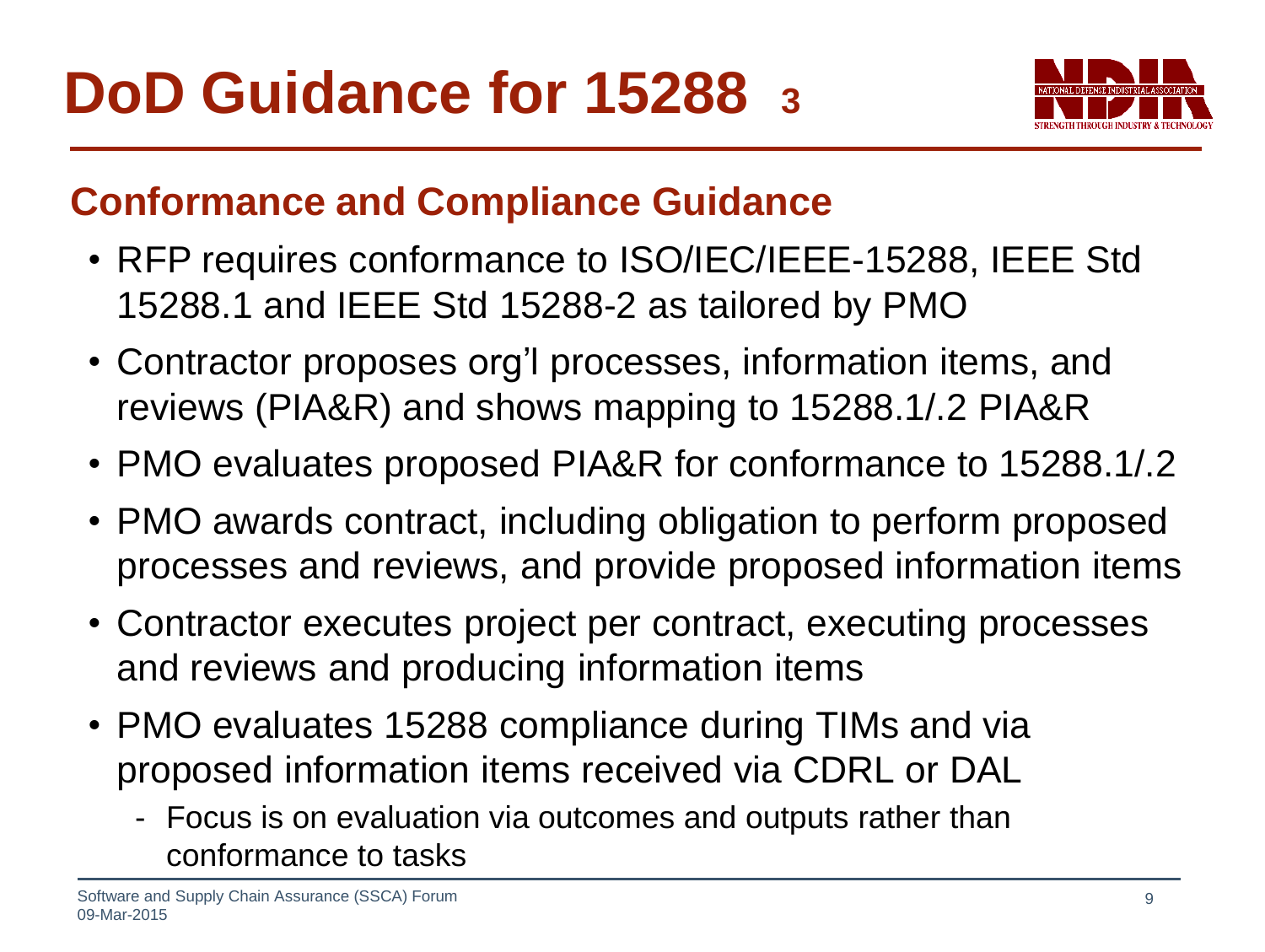# DoD Guidance for 15288 3

## Conformance and Compliance Guidance

- RFP requires conformance to ISO/IEC/IEEE-15288, IEEE Std 15288.1 and IEEE Std 15288-2 as tailored by PMO
- Contractor proposes org'l processes, information items, and reviews (PIA&R) and shows mapping to 15288.1/.2 PIA&R
- PMO evaluates proposed PIA&R for conformance to 15288.1/.2
- PMO awards contract, including obligation to perform proposed processes and reviews, and provide proposed information items
- Contractor executes project per contract, executing processes and reviews and producing information items
- PMO evaluates 15288 compliance during TIMs and via proposed information items received via CDRL or DAL
  - Focus is on evaluation via outcomes and outputs rather than conformance to tasks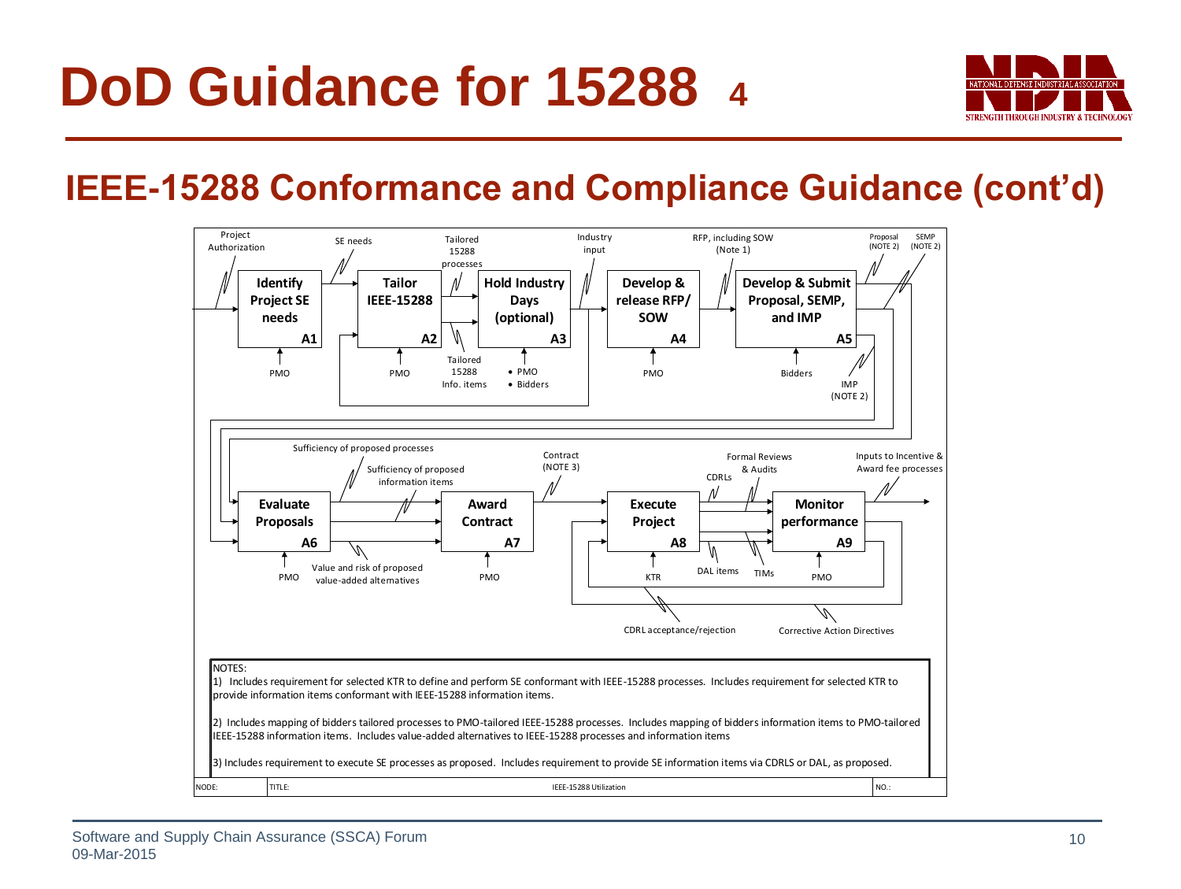# DoD Guidance for 15288 4

## IEEE-15288 Conformance and Compliance Guidance (cont'd)

**Identify Project SE needs** A1
**Tailor IEEE-15288** A2
**Hold Industry Days (optional)** A3
**Develop & release RFP/ SOW** A4
**Develop & Submit Proposal, SEMP, and IMP** A5
**Evaluate Proposals** A6
**Award Contract** A7
**Execute Project** A8
**Monitor performance** A9

Project Authorization; SE needs; Tailored 15288 processes; Tailored 15288 Info. items; Industry input; RFP, including SOW (Note 1); Proposal (NOTE 2); SEMP (NOTE 2); IMP (NOTE 2); PMO; Bidders; KTR

Sufficiency of proposed processes; Sufficiency of proposed information items; Value and risk of proposed value-added alternatives; Contract (NOTE 3); CDRLs; Formal Reviews & Audits; DAL items; TIMs; Inputs to Incentive & Award fee processes; CDRL acceptance/rejection; Corrective Action Directives

NOTES:

1) Includes requirement for selected KTR to define and perform SE conformant with IEEE-15288 processes. Includes requirement for selected KTR to provide information items conformant with IEEE-15288 information items.

2) Includes mapping of bidders tailored processes to PMO-tailored IEEE-15288 processes. Includes mapping of bidders information items to PMO-tailored IEEE-15288 information items. Includes value-added alternatives to IEEE-15288 processes and information items

3) Includes requirement to execute SE processes as proposed. Includes requirement to provide SE information items via CDRLS or DAL, as proposed.

| NODE: | TITLE: | IEEE-15288 Utilization | NO.: |
|---|---|---|---|

Software and Supply Chain Assurance (SSCA) Forum
09-Mar-2015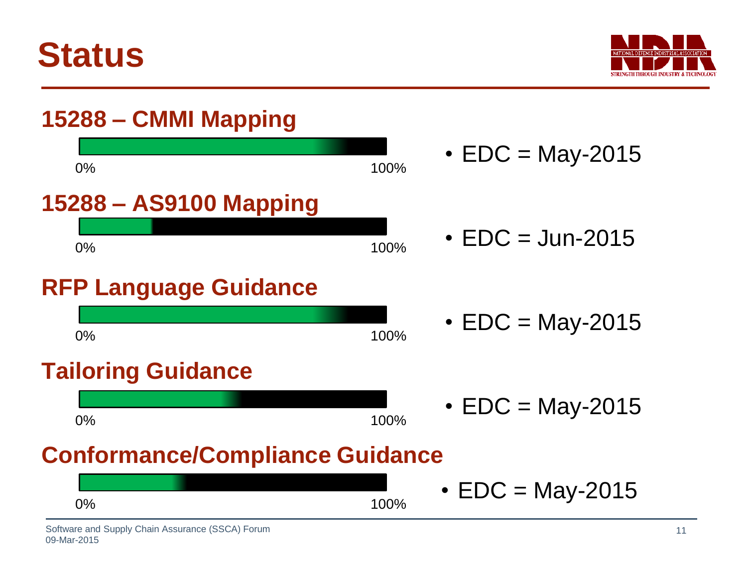# Status

## 15288 – CMMI Mapping

0% 100%

- EDC = May-2015

## 15288 – AS9100 Mapping

0% 100%

- EDC = Jun-2015

## RFP Language Guidance

0% 100%

- EDC = May-2015

## Tailoring Guidance

0% 100%

- EDC = May-2015

## Conformance/Compliance Guidance

0% 100%

- EDC = May-2015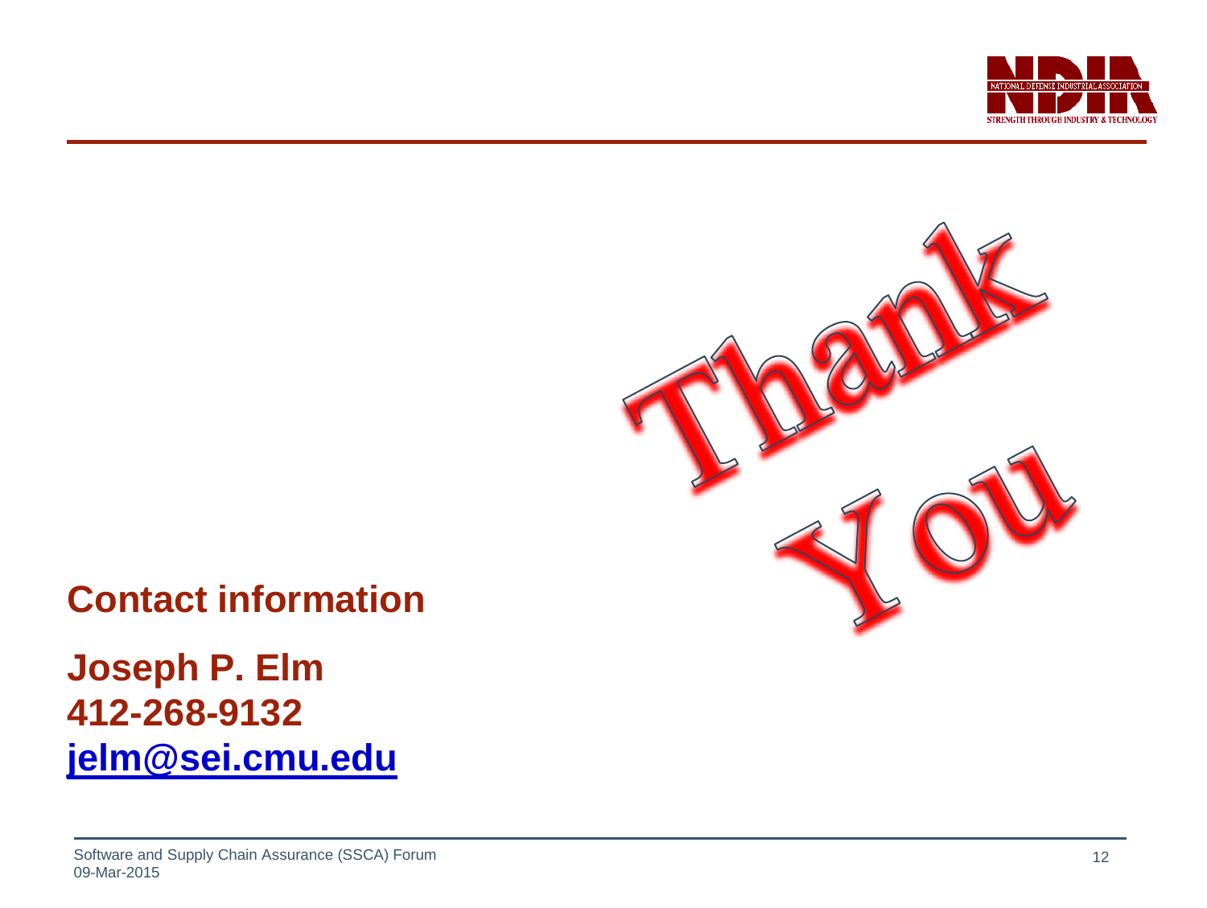Thank You

**Contact information**

**Joseph P. Elm**
**412-268-9132**
**jelm@sei.cmu.edu**